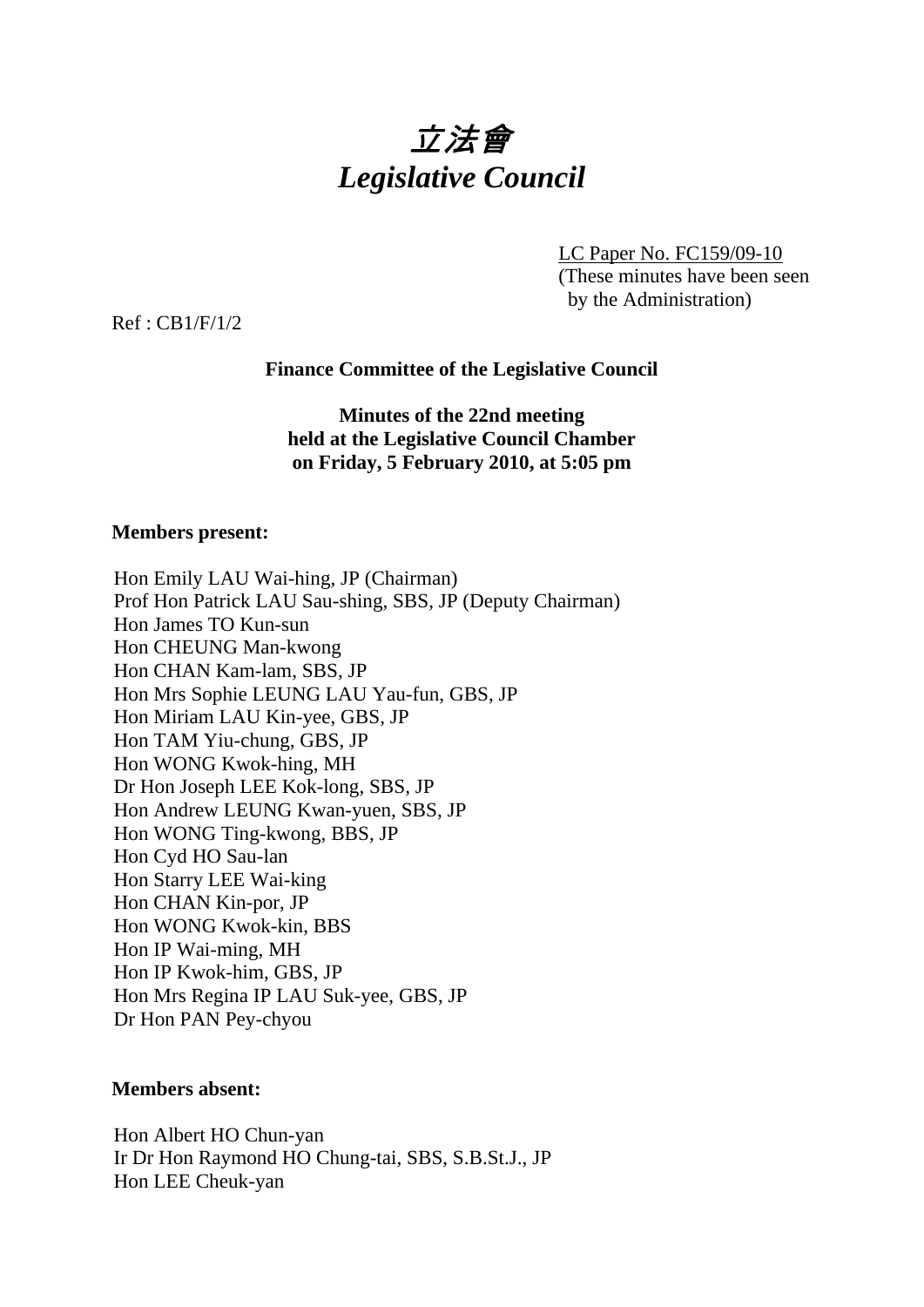# *立法會*
# *Legislative Council*

LC Paper No. FC159/09-10
(These minutes have been seen by the Administration)

Ref : CB1/F/1/2

**Finance Committee of the Legislative Council**

**Minutes of the 22nd meeting held at the Legislative Council Chamber on Friday, 5 February 2010, at 5:05 pm**

**Members present:**

Hon Emily LAU Wai-hing, JP (Chairman)
Prof Hon Patrick LAU Sau-shing, SBS, JP (Deputy Chairman)
Hon James TO Kun-sun
Hon CHEUNG Man-kwong
Hon CHAN Kam-lam, SBS, JP
Hon Mrs Sophie LEUNG LAU Yau-fun, GBS, JP
Hon Miriam LAU Kin-yee, GBS, JP
Hon TAM Yiu-chung, GBS, JP
Hon WONG Kwok-hing, MH
Dr Hon Joseph LEE Kok-long, SBS, JP
Hon Andrew LEUNG Kwan-yuen, SBS, JP
Hon WONG Ting-kwong, BBS, JP
Hon Cyd HO Sau-lan
Hon Starry LEE Wai-king
Hon CHAN Kin-por, JP
Hon WONG Kwok-kin, BBS
Hon IP Wai-ming, MH
Hon IP Kwok-him, GBS, JP
Hon Mrs Regina IP LAU Suk-yee, GBS, JP
Dr Hon PAN Pey-chyou

**Members absent:**

Hon Albert HO Chun-yan
Ir Dr Hon Raymond HO Chung-tai, SBS, S.B.St.J., JP
Hon LEE Cheuk-yan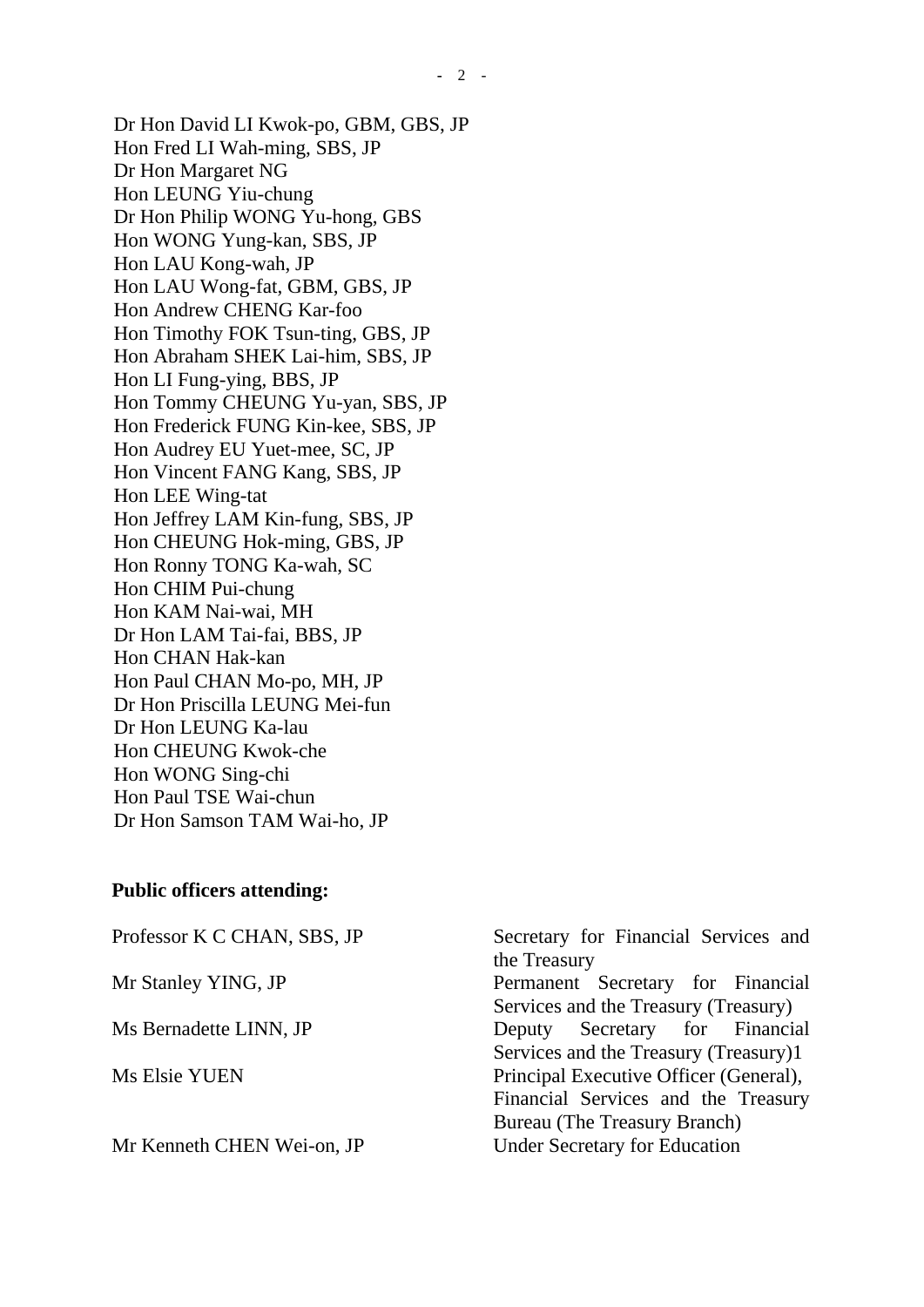Dr Hon David LI Kwok-po, GBM, GBS, JP
Hon Fred LI Wah-ming, SBS, JP
Dr Hon Margaret NG
Hon LEUNG Yiu-chung
Dr Hon Philip WONG Yu-hong, GBS
Hon WONG Yung-kan, SBS, JP
Hon LAU Kong-wah, JP
Hon LAU Wong-fat, GBM, GBS, JP
Hon Andrew CHENG Kar-foo
Hon Timothy FOK Tsun-ting, GBS, JP
Hon Abraham SHEK Lai-him, SBS, JP
Hon LI Fung-ying, BBS, JP
Hon Tommy CHEUNG Yu-yan, SBS, JP
Hon Frederick FUNG Kin-kee, SBS, JP
Hon Audrey EU Yuet-mee, SC, JP
Hon Vincent FANG Kang, SBS, JP
Hon LEE Wing-tat
Hon Jeffrey LAM Kin-fung, SBS, JP
Hon CHEUNG Hok-ming, GBS, JP
Hon Ronny TONG Ka-wah, SC
Hon CHIM Pui-chung
Hon KAM Nai-wai, MH
Dr Hon LAM Tai-fai, BBS, JP
Hon CHAN Hak-kan
Hon Paul CHAN Mo-po, MH, JP
Dr Hon Priscilla LEUNG Mei-fun
Dr Hon LEUNG Ka-lau
Hon CHEUNG Kwok-che
Hon WONG Sing-chi
Hon Paul TSE Wai-chun
Dr Hon Samson TAM Wai-ho, JP

**Public officers attending:**

| | |
|---|---|
| Professor K C CHAN, SBS, JP | Secretary for Financial Services and the Treasury |
| Mr Stanley YING, JP | Permanent Secretary for Financial Services and the Treasury (Treasury) |
| Ms Bernadette LINN, JP | Deputy Secretary for Financial Services and the Treasury (Treasury)1 |
| Ms Elsie YUEN | Principal Executive Officer (General), Financial Services and the Treasury Bureau (The Treasury Branch) |
| Mr Kenneth CHEN Wei-on, JP | Under Secretary for Education |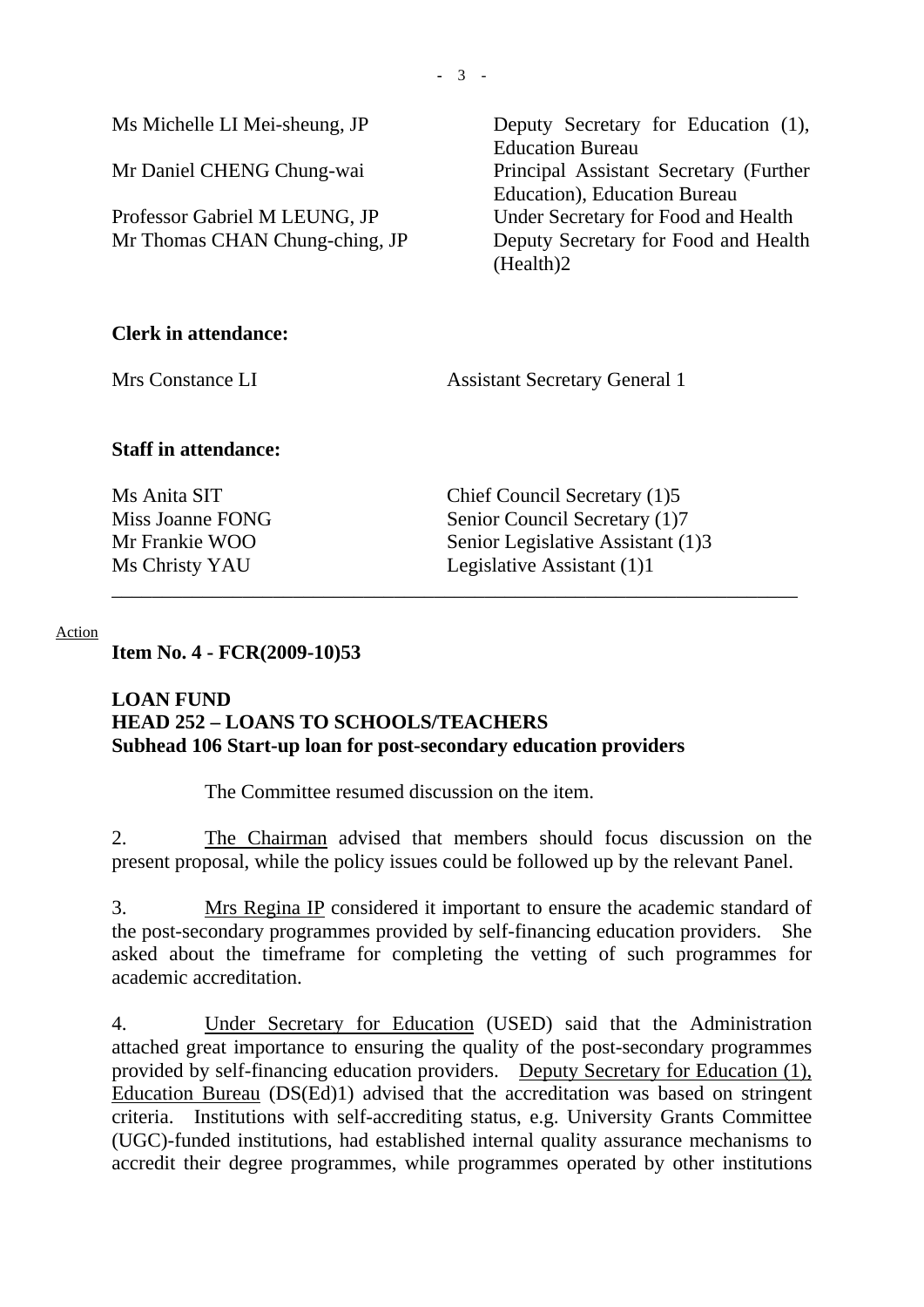| | |
|---|---|
| Ms Michelle LI Mei-sheung, JP | Deputy Secretary for Education (1), Education Bureau |
| Mr Daniel CHENG Chung-wai | Principal Assistant Secretary (Further Education), Education Bureau |
| Professor Gabriel M LEUNG, JP | Under Secretary for Food and Health |
| Mr Thomas CHAN Chung-ching, JP | Deputy Secretary for Food and Health (Health)2 |

**Clerk in attendance:**

| | |
|---|---|
| Mrs Constance LI | Assistant Secretary General 1 |

**Staff in attendance:**

| | |
|---|---|
| Ms Anita SIT | Chief Council Secretary (1)5 |
| Miss Joanne FONG | Senior Council Secretary (1)7 |
| Mr Frankie WOO | Senior Legislative Assistant (1)3 |
| Ms Christy YAU | Legislative Assistant (1)1 |

---

Action

**Item No. 4 - FCR(2009-10)53**

**LOAN FUND**
**HEAD 252 – LOANS TO SCHOOLS/TEACHERS**
**Subhead 106 Start-up loan for post-secondary education providers**

The Committee resumed discussion on the item.

2. The Chairman advised that members should focus discussion on the present proposal, while the policy issues could be followed up by the relevant Panel.

3. Mrs Regina IP considered it important to ensure the academic standard of the post-secondary programmes provided by self-financing education providers. She asked about the timeframe for completing the vetting of such programmes for academic accreditation.

4. Under Secretary for Education (USED) said that the Administration attached great importance to ensuring the quality of the post-secondary programmes provided by self-financing education providers. Deputy Secretary for Education (1), Education Bureau (DS(Ed)1) advised that the accreditation was based on stringent criteria. Institutions with self-accrediting status, e.g. University Grants Committee (UGC)-funded institutions, had established internal quality assurance mechanisms to accredit their degree programmes, while programmes operated by other institutions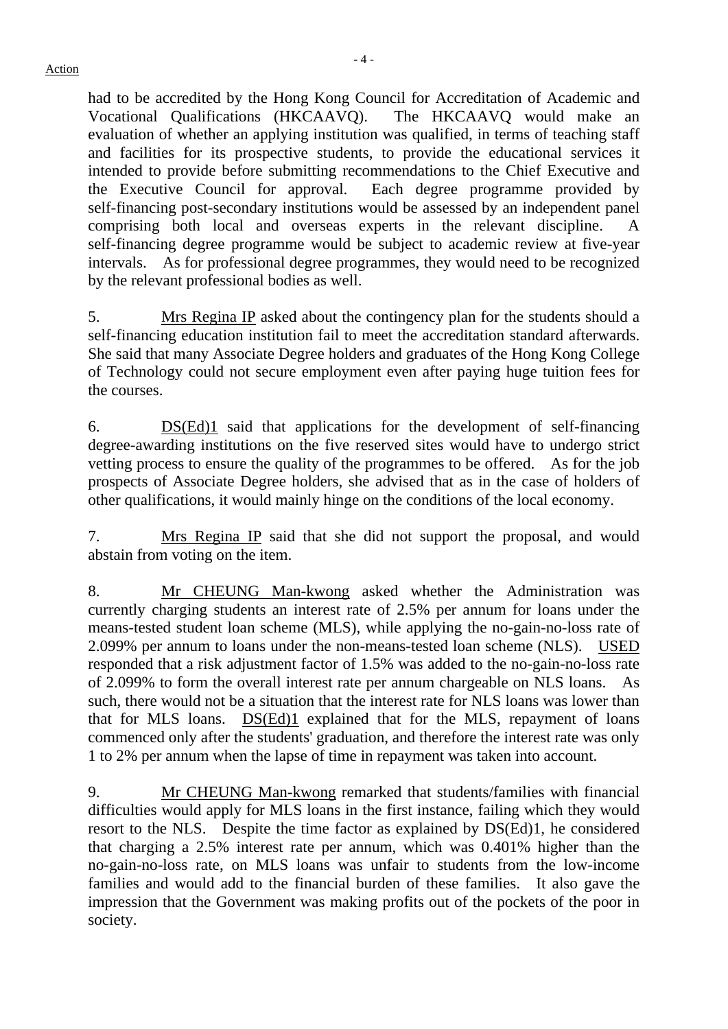had to be accredited by the Hong Kong Council for Accreditation of Academic and Vocational Qualifications (HKCAAVQ). The HKCAAVQ would make an evaluation of whether an applying institution was qualified, in terms of teaching staff and facilities for its prospective students, to provide the educational services it intended to provide before submitting recommendations to the Chief Executive and the Executive Council for approval. Each degree programme provided by self-financing post-secondary institutions would be assessed by an independent panel comprising both local and overseas experts in the relevant discipline. A self-financing degree programme would be subject to academic review at five-year intervals. As for professional degree programmes, they would need to be recognized by the relevant professional bodies as well.

5. Mrs Regina IP asked about the contingency plan for the students should a self-financing education institution fail to meet the accreditation standard afterwards. She said that many Associate Degree holders and graduates of the Hong Kong College of Technology could not secure employment even after paying huge tuition fees for the courses.

6. DS(Ed)1 said that applications for the development of self-financing degree-awarding institutions on the five reserved sites would have to undergo strict vetting process to ensure the quality of the programmes to be offered. As for the job prospects of Associate Degree holders, she advised that as in the case of holders of other qualifications, it would mainly hinge on the conditions of the local economy.

7. Mrs Regina IP said that she did not support the proposal, and would abstain from voting on the item.

8. Mr CHEUNG Man-kwong asked whether the Administration was currently charging students an interest rate of 2.5% per annum for loans under the means-tested student loan scheme (MLS), while applying the no-gain-no-loss rate of 2.099% per annum to loans under the non-means-tested loan scheme (NLS). USED responded that a risk adjustment factor of 1.5% was added to the no-gain-no-loss rate of 2.099% to form the overall interest rate per annum chargeable on NLS loans. As such, there would not be a situation that the interest rate for NLS loans was lower than that for MLS loans. DS(Ed)1 explained that for the MLS, repayment of loans commenced only after the students' graduation, and therefore the interest rate was only 1 to 2% per annum when the lapse of time in repayment was taken into account.

9. Mr CHEUNG Man-kwong remarked that students/families with financial difficulties would apply for MLS loans in the first instance, failing which they would resort to the NLS. Despite the time factor as explained by DS(Ed)1, he considered that charging a 2.5% interest rate per annum, which was 0.401% higher than the no-gain-no-loss rate, on MLS loans was unfair to students from the low-income families and would add to the financial burden of these families. It also gave the impression that the Government was making profits out of the pockets of the poor in society.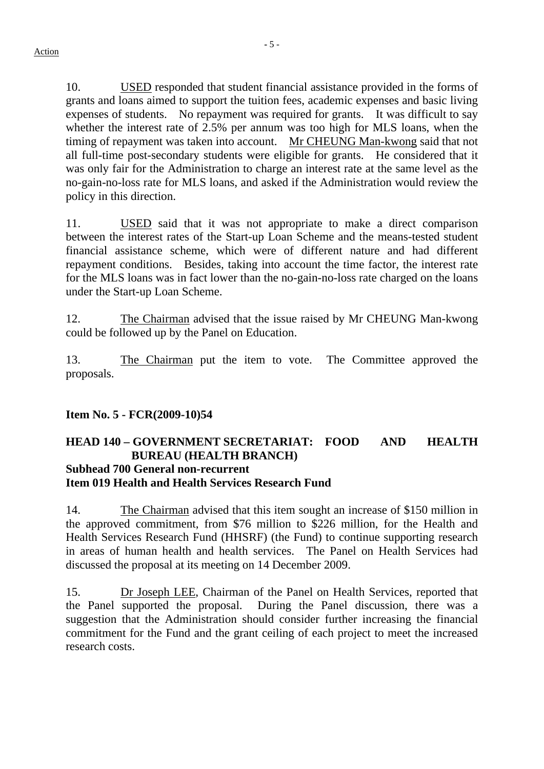Action

10. USED responded that student financial assistance provided in the forms of grants and loans aimed to support the tuition fees, academic expenses and basic living expenses of students. No repayment was required for grants. It was difficult to say whether the interest rate of 2.5% per annum was too high for MLS loans, when the timing of repayment was taken into account. Mr CHEUNG Man-kwong said that not all full-time post-secondary students were eligible for grants. He considered that it was only fair for the Administration to charge an interest rate at the same level as the no-gain-no-loss rate for MLS loans, and asked if the Administration would review the policy in this direction.

11. USED said that it was not appropriate to make a direct comparison between the interest rates of the Start-up Loan Scheme and the means-tested student financial assistance scheme, which were of different nature and had different repayment conditions. Besides, taking into account the time factor, the interest rate for the MLS loans was in fact lower than the no-gain-no-loss rate charged on the loans under the Start-up Loan Scheme.

12. The Chairman advised that the issue raised by Mr CHEUNG Man-kwong could be followed up by the Panel on Education.

13. The Chairman put the item to vote. The Committee approved the proposals.

**Item No. 5 - FCR(2009-10)54**

**HEAD 140 – GOVERNMENT SECRETARIAT: FOOD AND HEALTH BUREAU (HEALTH BRANCH)**
**Subhead 700 General non-recurrent**
**Item 019 Health and Health Services Research Fund**

14. The Chairman advised that this item sought an increase of $150 million in the approved commitment, from $76 million to $226 million, for the Health and Health Services Research Fund (HHSRF) (the Fund) to continue supporting research in areas of human health and health services. The Panel on Health Services had discussed the proposal at its meeting on 14 December 2009.

15. Dr Joseph LEE, Chairman of the Panel on Health Services, reported that the Panel supported the proposal. During the Panel discussion, there was a suggestion that the Administration should consider further increasing the financial commitment for the Fund and the grant ceiling of each project to meet the increased research costs.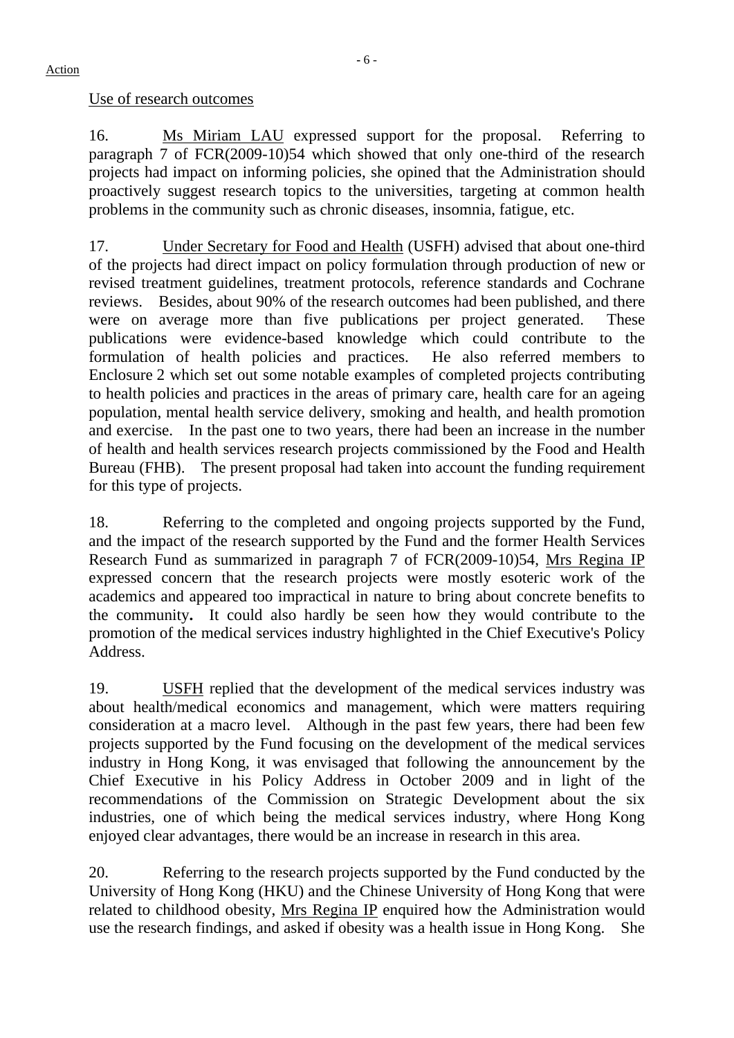Action

Use of research outcomes

16. Ms Miriam LAU expressed support for the proposal. Referring to paragraph 7 of FCR(2009-10)54 which showed that only one-third of the research projects had impact on informing policies, she opined that the Administration should proactively suggest research topics to the universities, targeting at common health problems in the community such as chronic diseases, insomnia, fatigue, etc.

17. Under Secretary for Food and Health (USFH) advised that about one-third of the projects had direct impact on policy formulation through production of new or revised treatment guidelines, treatment protocols, reference standards and Cochrane reviews. Besides, about 90% of the research outcomes had been published, and there were on average more than five publications per project generated. These publications were evidence-based knowledge which could contribute to the formulation of health policies and practices. He also referred members to Enclosure 2 which set out some notable examples of completed projects contributing to health policies and practices in the areas of primary care, health care for an ageing population, mental health service delivery, smoking and health, and health promotion and exercise. In the past one to two years, there had been an increase in the number of health and health services research projects commissioned by the Food and Health Bureau (FHB). The present proposal had taken into account the funding requirement for this type of projects.

18. Referring to the completed and ongoing projects supported by the Fund, and the impact of the research supported by the Fund and the former Health Services Research Fund as summarized in paragraph 7 of FCR(2009-10)54, Mrs Regina IP expressed concern that the research projects were mostly esoteric work of the academics and appeared too impractical in nature to bring about concrete benefits to the community**.** It could also hardly be seen how they would contribute to the promotion of the medical services industry highlighted in the Chief Executive's Policy Address.

19. USFH replied that the development of the medical services industry was about health/medical economics and management, which were matters requiring consideration at a macro level. Although in the past few years, there had been few projects supported by the Fund focusing on the development of the medical services industry in Hong Kong, it was envisaged that following the announcement by the Chief Executive in his Policy Address in October 2009 and in light of the recommendations of the Commission on Strategic Development about the six industries, one of which being the medical services industry, where Hong Kong enjoyed clear advantages, there would be an increase in research in this area.

20. Referring to the research projects supported by the Fund conducted by the University of Hong Kong (HKU) and the Chinese University of Hong Kong that were related to childhood obesity, Mrs Regina IP enquired how the Administration would use the research findings, and asked if obesity was a health issue in Hong Kong. She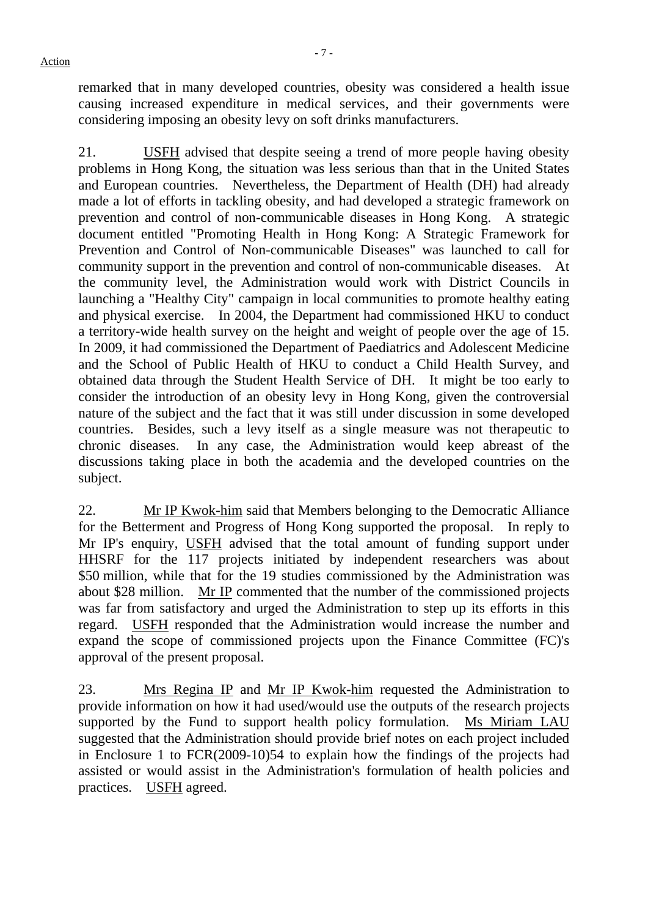remarked that in many developed countries, obesity was considered a health issue causing increased expenditure in medical services, and their governments were considering imposing an obesity levy on soft drinks manufacturers.

21. USFH advised that despite seeing a trend of more people having obesity problems in Hong Kong, the situation was less serious than that in the United States and European countries. Nevertheless, the Department of Health (DH) had already made a lot of efforts in tackling obesity, and had developed a strategic framework on prevention and control of non-communicable diseases in Hong Kong. A strategic document entitled "Promoting Health in Hong Kong: A Strategic Framework for Prevention and Control of Non-communicable Diseases" was launched to call for community support in the prevention and control of non-communicable diseases. At the community level, the Administration would work with District Councils in launching a "Healthy City" campaign in local communities to promote healthy eating and physical exercise. In 2004, the Department had commissioned HKU to conduct a territory-wide health survey on the height and weight of people over the age of 15. In 2009, it had commissioned the Department of Paediatrics and Adolescent Medicine and the School of Public Health of HKU to conduct a Child Health Survey, and obtained data through the Student Health Service of DH. It might be too early to consider the introduction of an obesity levy in Hong Kong, given the controversial nature of the subject and the fact that it was still under discussion in some developed countries. Besides, such a levy itself as a single measure was not therapeutic to chronic diseases. In any case, the Administration would keep abreast of the discussions taking place in both the academia and the developed countries on the subject.

22. Mr IP Kwok-him said that Members belonging to the Democratic Alliance for the Betterment and Progress of Hong Kong supported the proposal. In reply to Mr IP's enquiry, USFH advised that the total amount of funding support under HHSRF for the 117 projects initiated by independent researchers was about $50 million, while that for the 19 studies commissioned by the Administration was about $28 million. Mr IP commented that the number of the commissioned projects was far from satisfactory and urged the Administration to step up its efforts in this regard. USFH responded that the Administration would increase the number and expand the scope of commissioned projects upon the Finance Committee (FC)'s approval of the present proposal.

23. Mrs Regina IP and Mr IP Kwok-him requested the Administration to provide information on how it had used/would use the outputs of the research projects supported by the Fund to support health policy formulation. Ms Miriam LAU suggested that the Administration should provide brief notes on each project included in Enclosure 1 to FCR(2009-10)54 to explain how the findings of the projects had assisted or would assist in the Administration's formulation of health policies and practices. USFH agreed.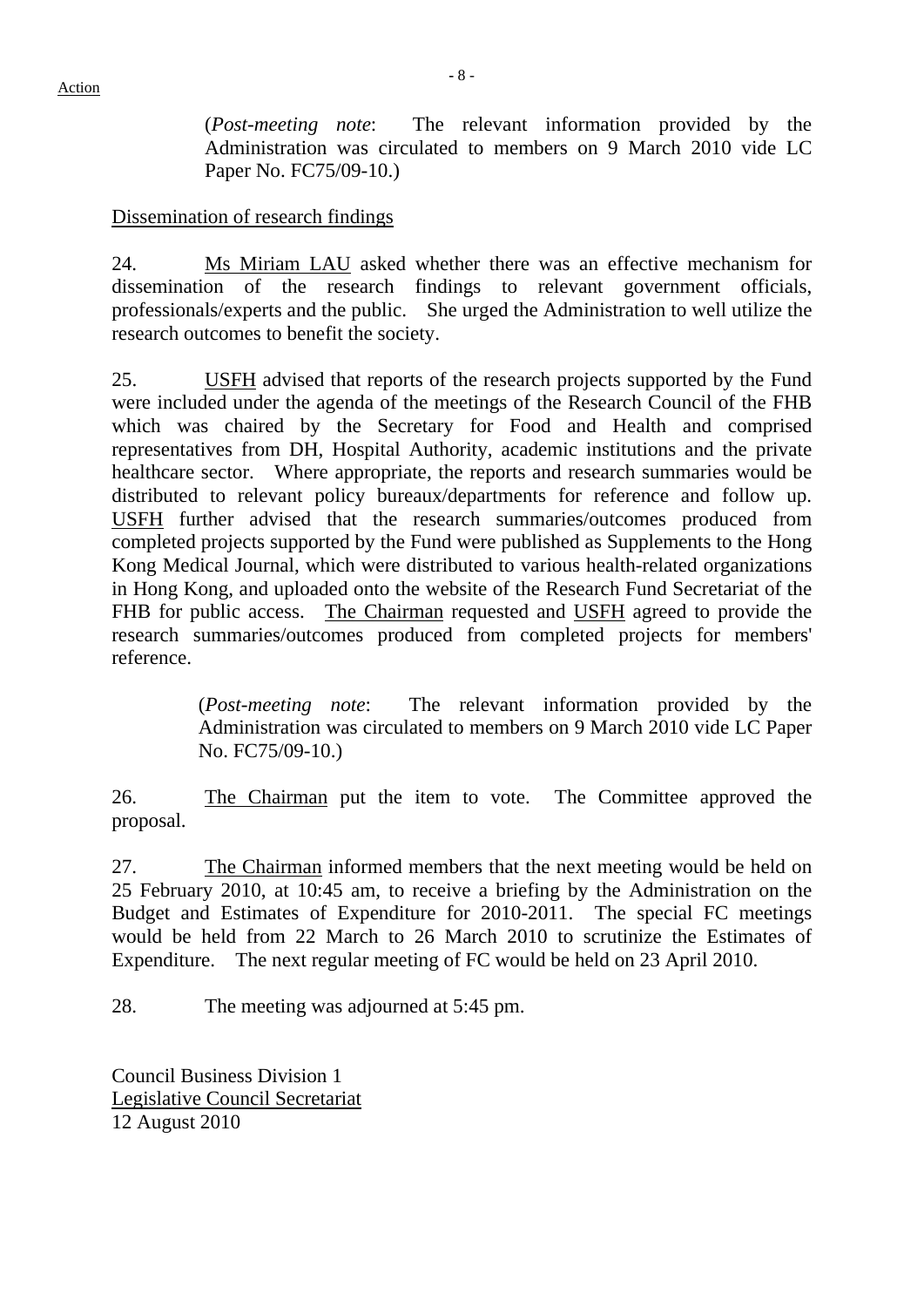Action

(*Post-meeting note*: The relevant information provided by the Administration was circulated to members on 9 March 2010 vide LC Paper No. FC75/09-10.)

Dissemination of research findings

24. Ms Miriam LAU asked whether there was an effective mechanism for dissemination of the research findings to relevant government officials, professionals/experts and the public. She urged the Administration to well utilize the research outcomes to benefit the society.

25. USFH advised that reports of the research projects supported by the Fund were included under the agenda of the meetings of the Research Council of the FHB which was chaired by the Secretary for Food and Health and comprised representatives from DH, Hospital Authority, academic institutions and the private healthcare sector. Where appropriate, the reports and research summaries would be distributed to relevant policy bureaux/departments for reference and follow up. USFH further advised that the research summaries/outcomes produced from completed projects supported by the Fund were published as Supplements to the Hong Kong Medical Journal, which were distributed to various health-related organizations in Hong Kong, and uploaded onto the website of the Research Fund Secretariat of the FHB for public access. The Chairman requested and USFH agreed to provide the research summaries/outcomes produced from completed projects for members' reference.

(*Post-meeting note*: The relevant information provided by the Administration was circulated to members on 9 March 2010 vide LC Paper No. FC75/09-10.)

26. The Chairman put the item to vote. The Committee approved the proposal.

27. The Chairman informed members that the next meeting would be held on 25 February 2010, at 10:45 am, to receive a briefing by the Administration on the Budget and Estimates of Expenditure for 2010-2011. The special FC meetings would be held from 22 March to 26 March 2010 to scrutinize the Estimates of Expenditure. The next regular meeting of FC would be held on 23 April 2010.

28. The meeting was adjourned at 5:45 pm.

Council Business Division 1
Legislative Council Secretariat
12 August 2010